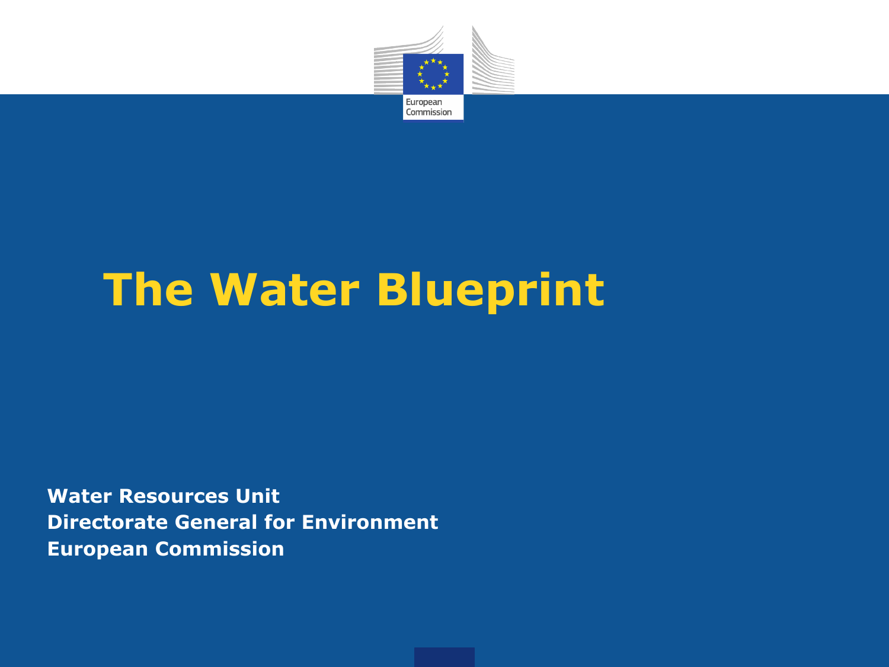# The Water Blueprint

**Water Resources Unit**
**Directorate General for Environment**
**European Commission**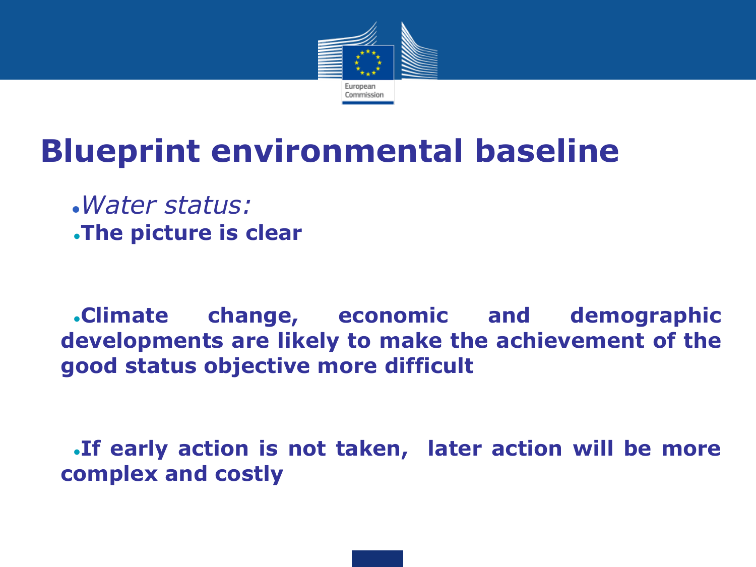# Blueprint environmental baseline

- *Water status:*
- **The picture is clear**

- **Climate change, economic and demographic developments are likely to make the achievement of the good status objective more difficult**

- **If early action is not taken, later action will be more complex and costly**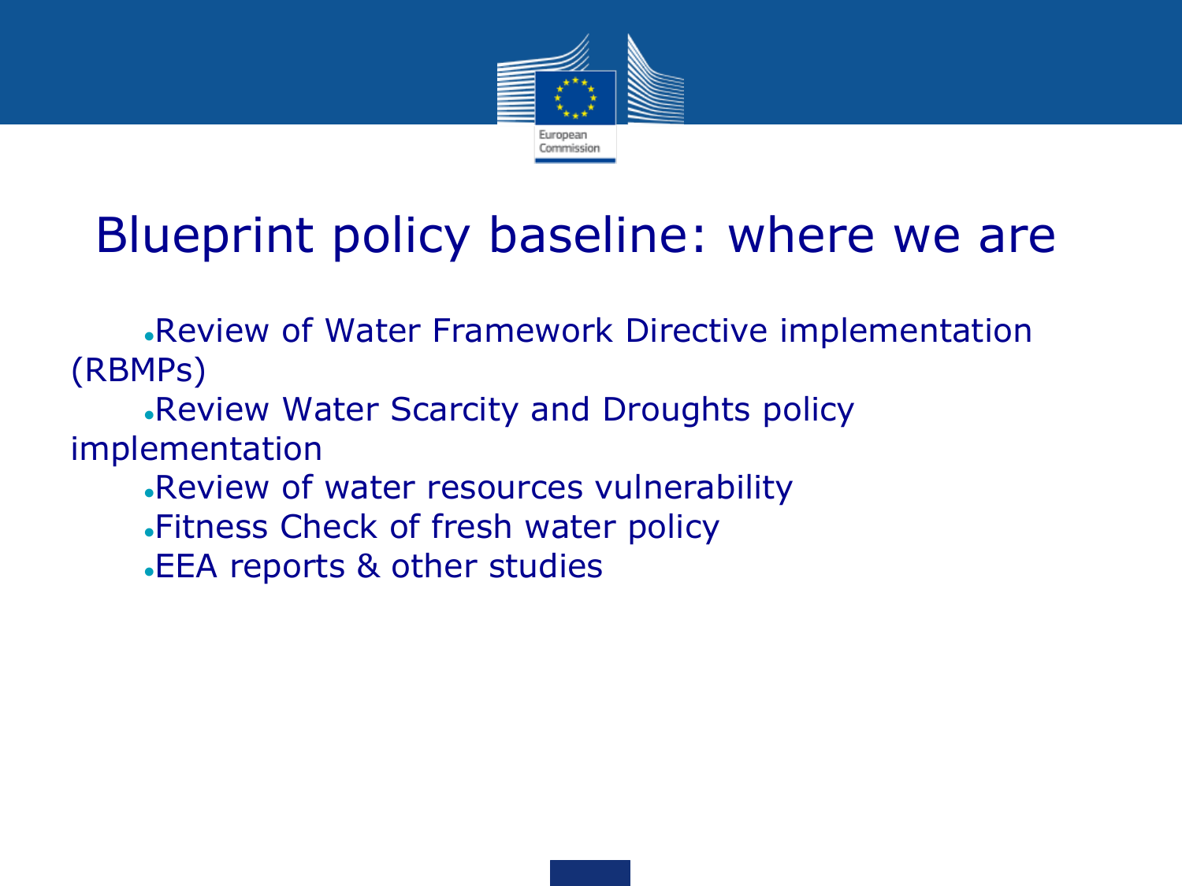# Blueprint policy baseline: where we are

- Review of Water Framework Directive implementation (RBMPs)
- Review Water Scarcity and Droughts policy implementation
- Review of water resources vulnerability
- Fitness Check of fresh water policy
- EEA reports & other studies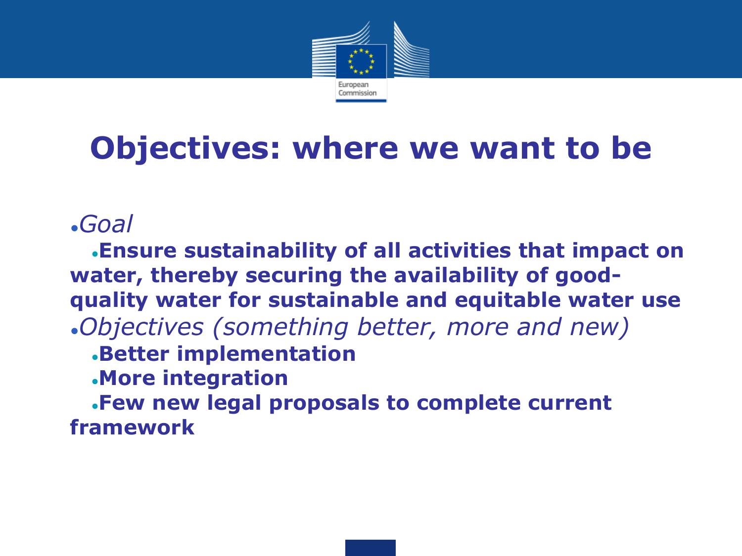# Objectives: where we want to be

- *Goal*
  - **Ensure sustainability of all activities that impact on water, thereby securing the availability of good-quality water for sustainable and equitable water use**
- *Objectives (something better, more and new)*
  - **Better implementation**
  - **More integration**
  - **Few new legal proposals to complete current framework**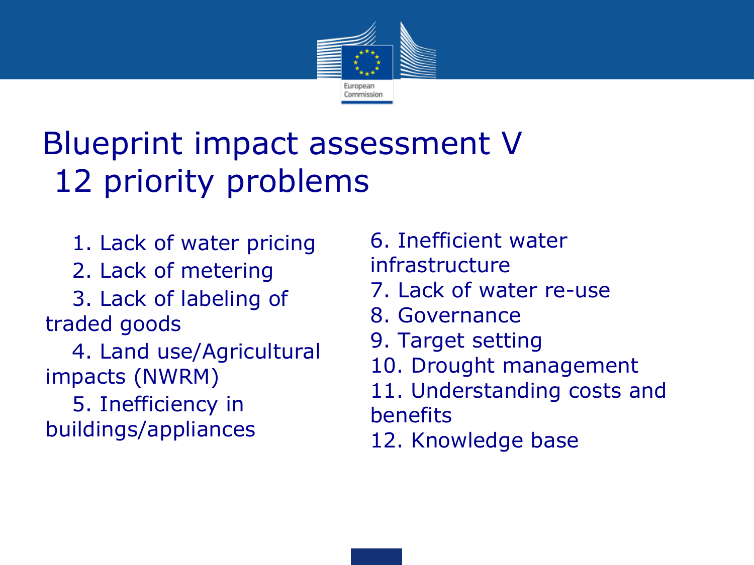# Blueprint impact assessment V
## 12 priority problems

1. Lack of water pricing
2. Lack of metering
3. Lack of labeling of traded goods
4. Land use/Agricultural impacts (NWRM)
5. Inefficiency in buildings/appliances
6. Inefficient water infrastructure
7. Lack of water re-use
8. Governance
9. Target setting
10. Drought management
11. Understanding costs and benefits
12. Knowledge base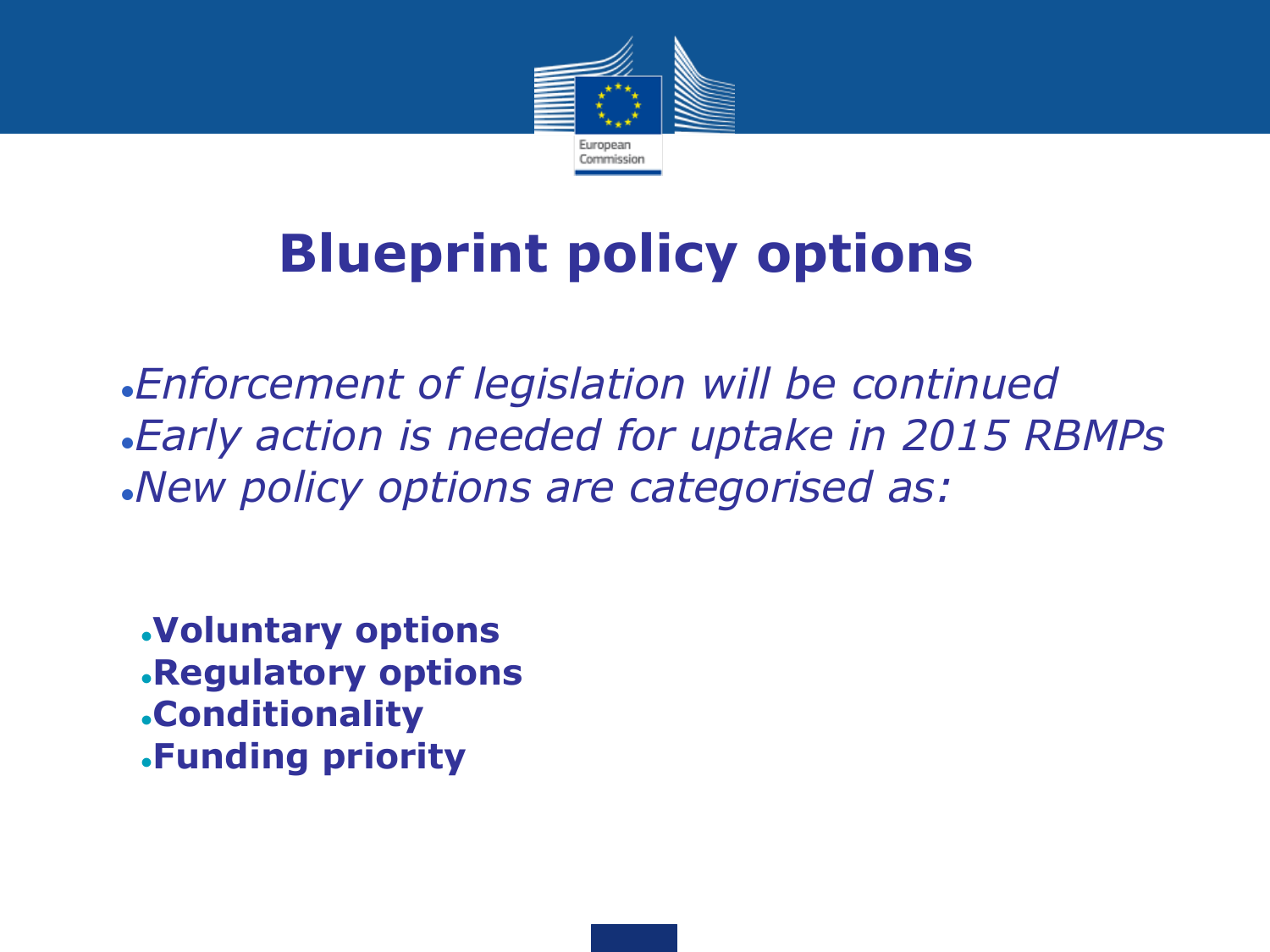# Blueprint policy options

- *Enforcement of legislation will be continued*
- *Early action is needed for uptake in 2015 RBMPs*
- *New policy options are categorised as:*

  - **Voluntary options**
  - **Regulatory options**
  - **Conditionality**
  - **Funding priority**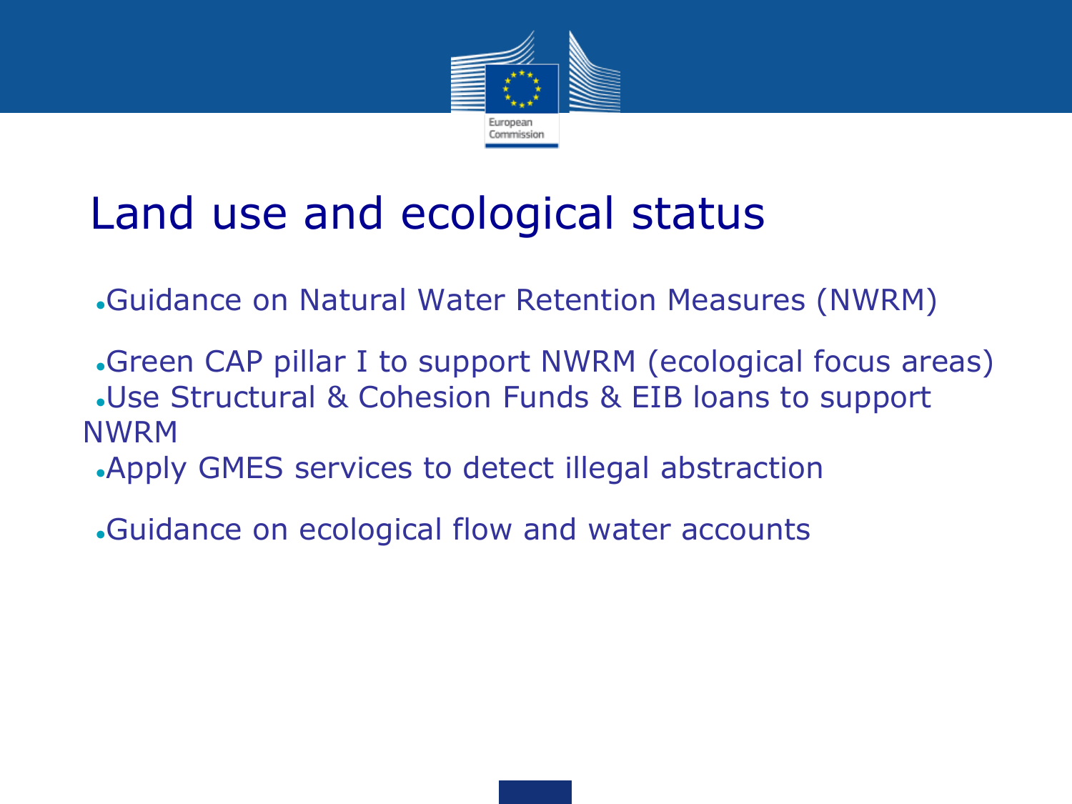# Land use and ecological status

- Guidance on Natural Water Retention Measures (NWRM)

- Green CAP pillar I to support NWRM (ecological focus areas)
- Use Structural & Cohesion Funds & EIB loans to support NWRM
- Apply GMES services to detect illegal abstraction

- Guidance on ecological flow and water accounts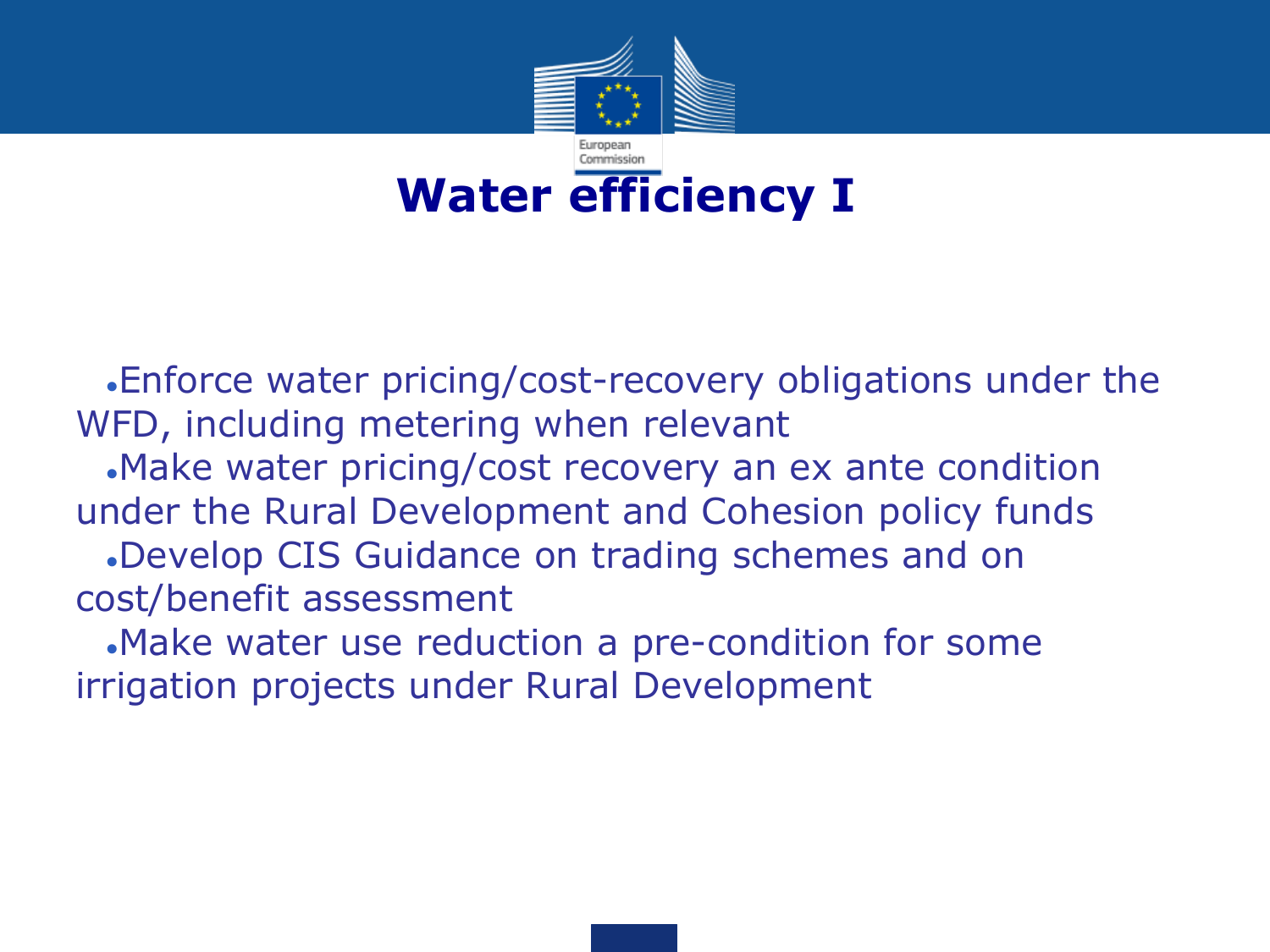# Water efficiency I

- Enforce water pricing/cost-recovery obligations under the WFD, including metering when relevant
- Make water pricing/cost recovery an ex ante condition under the Rural Development and Cohesion policy funds
- Develop CIS Guidance on trading schemes and on cost/benefit assessment
- Make water use reduction a pre-condition for some irrigation projects under Rural Development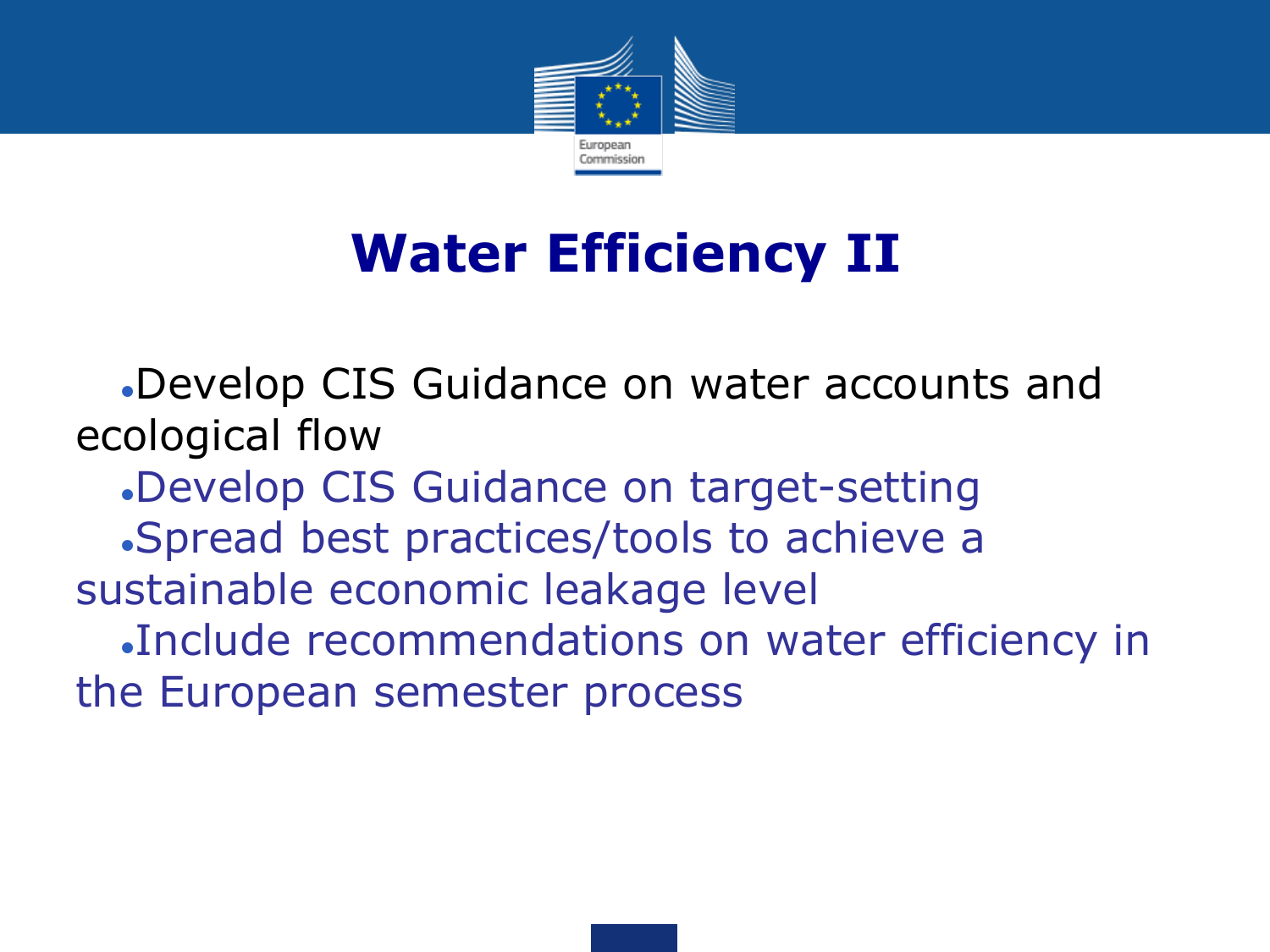# Water Efficiency II

- Develop CIS Guidance on water accounts and ecological flow
- Develop CIS Guidance on target-setting
- Spread best practices/tools to achieve a sustainable economic leakage level
- Include recommendations on water efficiency in the European semester process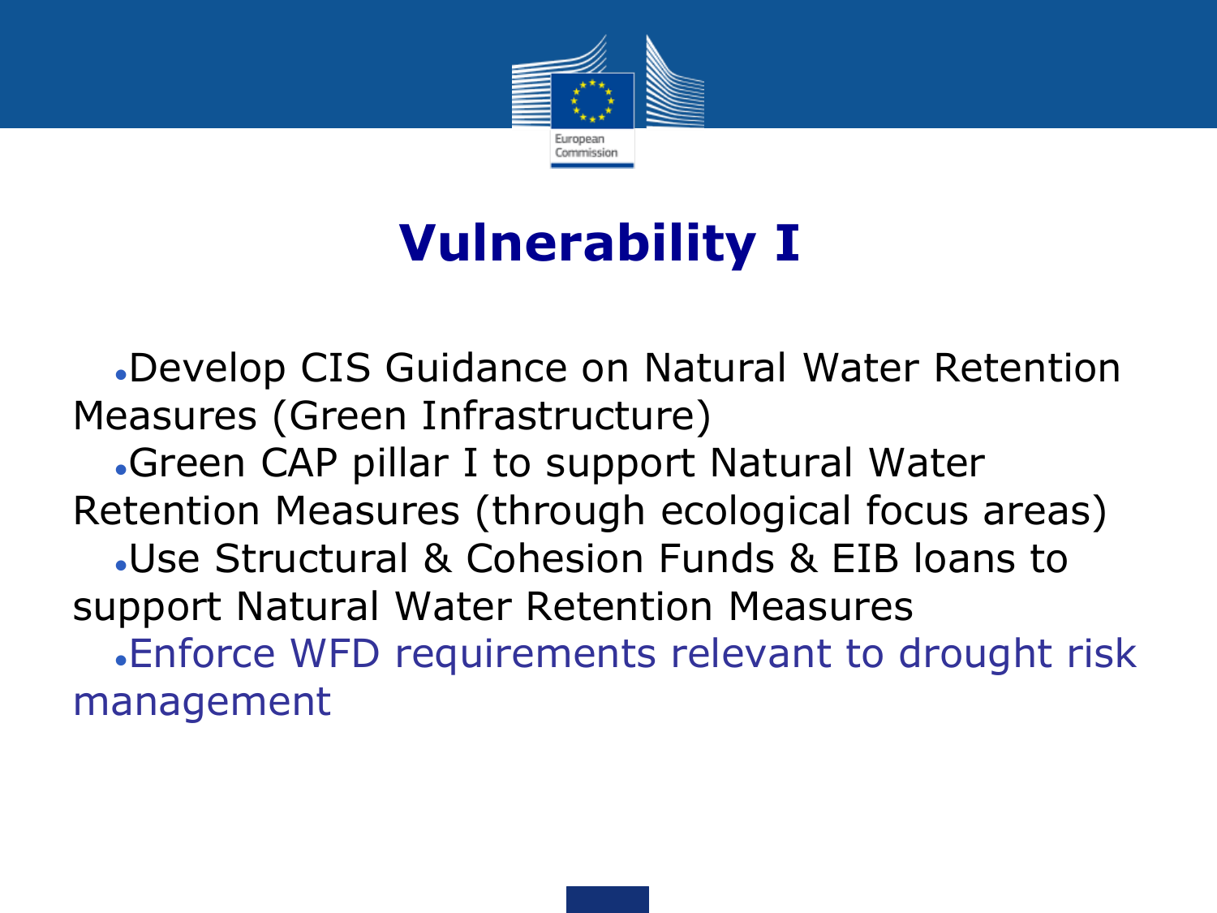# Vulnerability I

- Develop CIS Guidance on Natural Water Retention Measures (Green Infrastructure)
- Green CAP pillar I to support Natural Water Retention Measures (through ecological focus areas)
- Use Structural & Cohesion Funds & EIB loans to support Natural Water Retention Measures
- Enforce WFD requirements relevant to drought risk management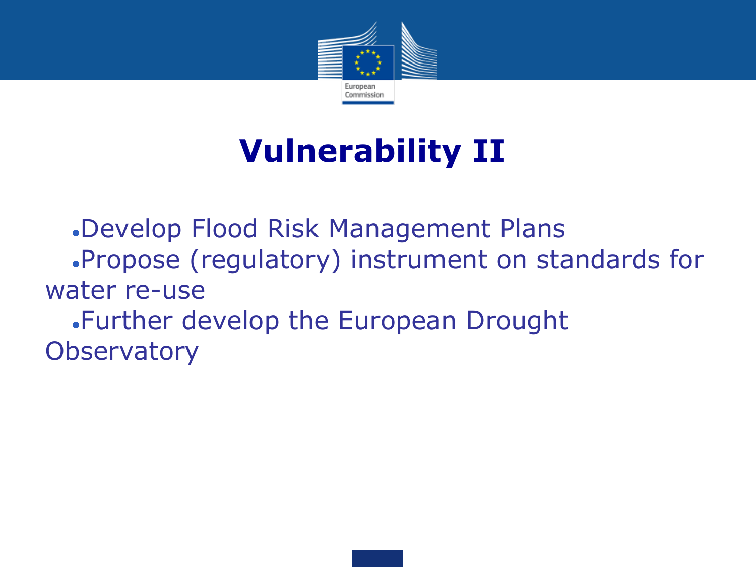# Vulnerability II

- Develop Flood Risk Management Plans
- Propose (regulatory) instrument on standards for water re-use
- Further develop the European Drought Observatory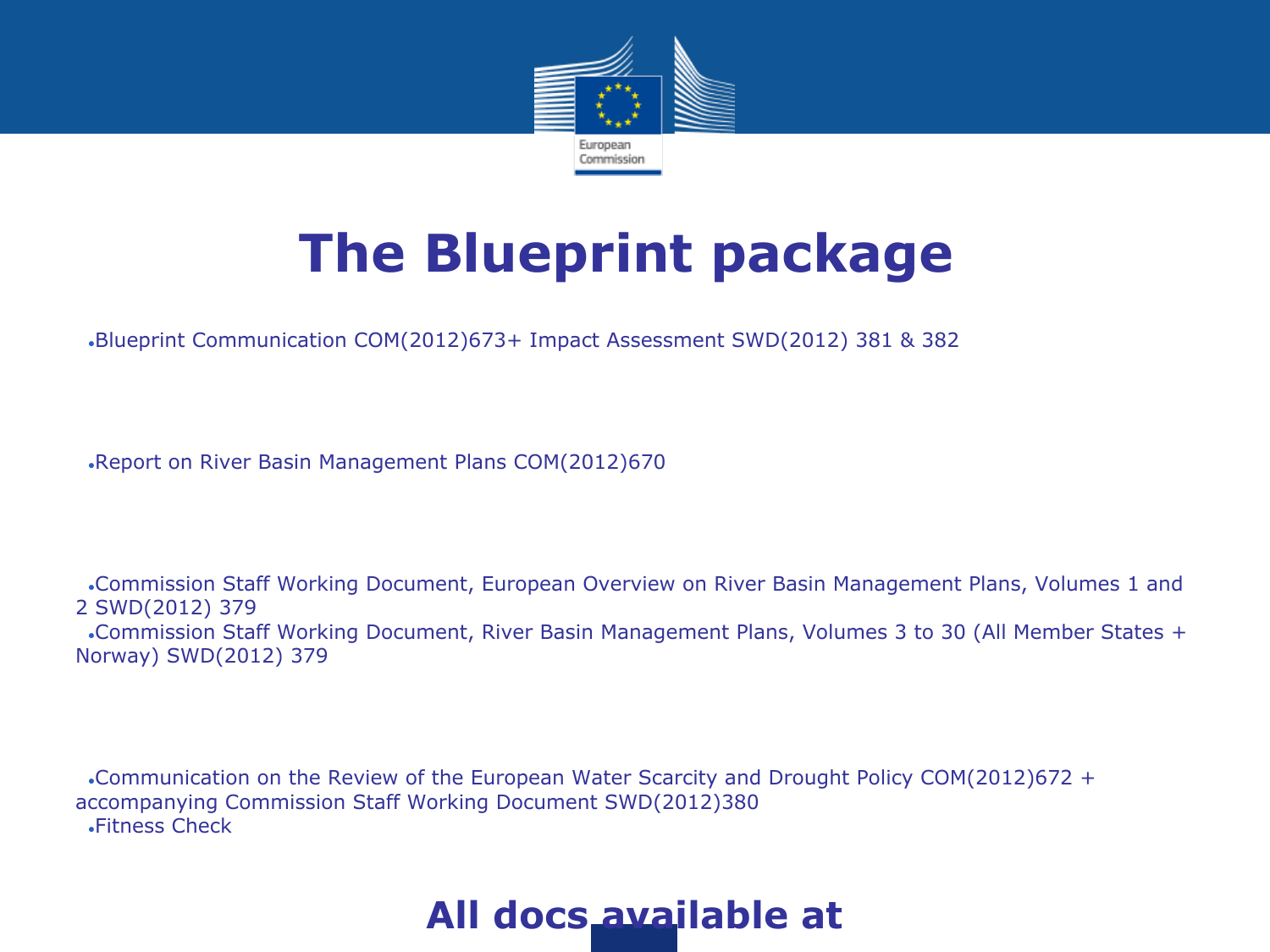# The Blueprint package

- Blueprint Communication COM(2012)673+ Impact Assessment SWD(2012) 381 & 382

- Report on River Basin Management Plans COM(2012)670

- Commission Staff Working Document, European Overview on River Basin Management Plans, Volumes 1 and 2 SWD(2012) 379
- Commission Staff Working Document, River Basin Management Plans, Volumes 3 to 30 (All Member States + Norway) SWD(2012) 379

- Communication on the Review of the European Water Scarcity and Drought Policy COM(2012)672 + accompanying Commission Staff Working Document SWD(2012)380
- Fitness Check

## All docs available at